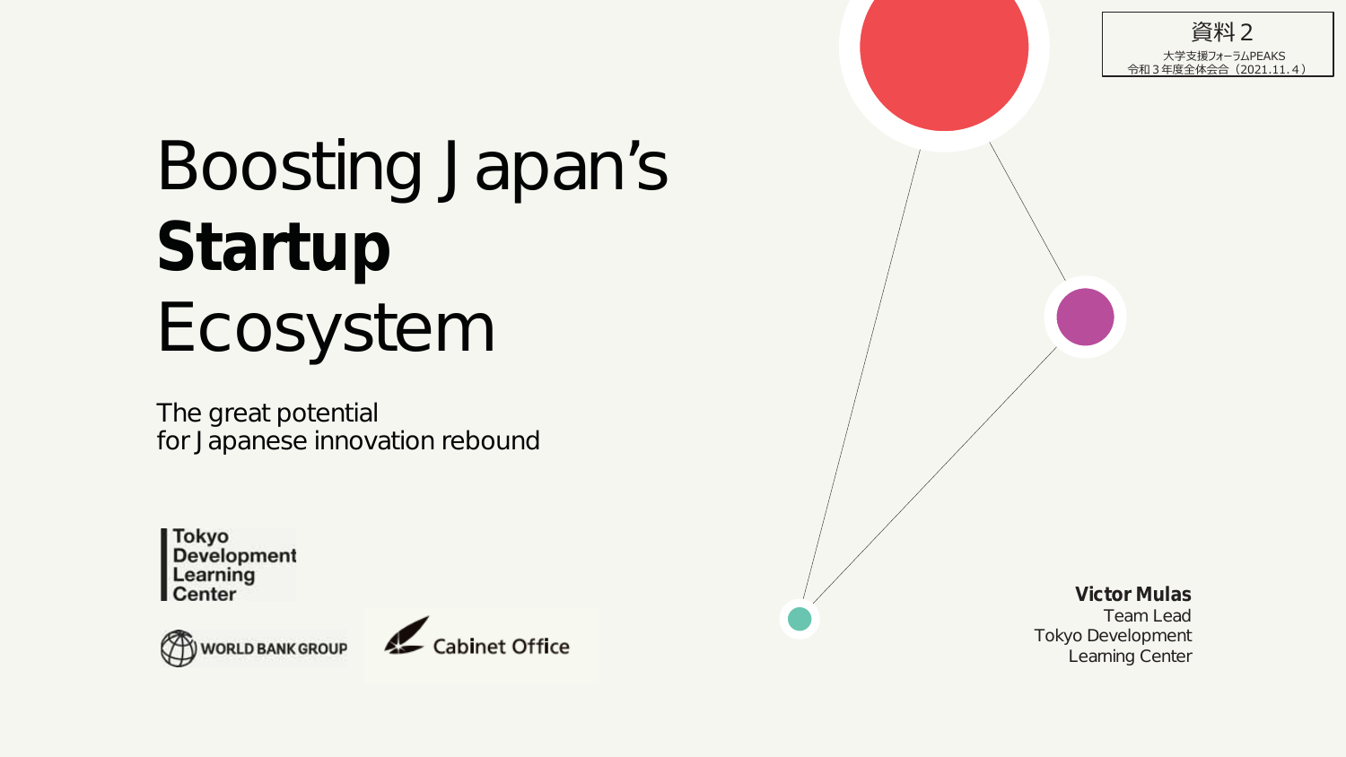資料２
大学支援フォーラムPEAKS
令和３年度全体会合（2021.11.４）

# Boosting Japan's **Startup** Ecosystem

The great potential
for Japanese innovation rebound

Tokyo Development Learning Center

WORLD BANK GROUP

Cabinet Office

**Victor Mulas**
Team Lead
Tokyo Development Learning Center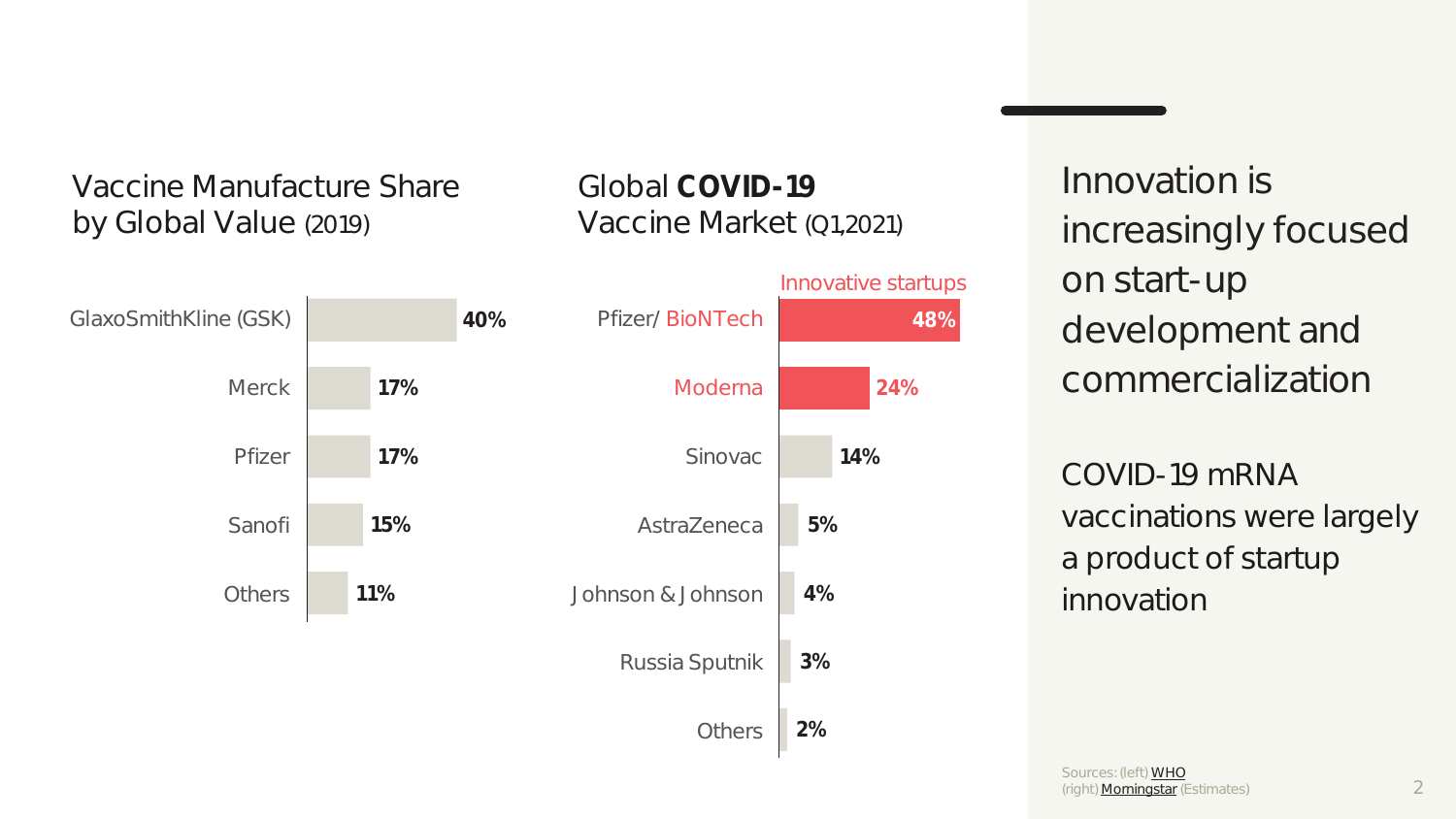## Vaccine Manufacture Share by Global Value (2019)

| Manufacturer | Share |
| --- | --- |
| GlaxoSmithKline (GSK) | 40% |
| Merck | 17% |
| Pfizer | 17% |
| Sanofi | 15% |
| Others | 11% |

## Global **COVID-19** Vaccine Market (Q1,2021)

Innovative startups

| Manufacturer | Share |
| --- | --- |
| Pfizer/ BioNTech | 48% |
| Moderna | 24% |
| Sinovac | 14% |
| AstraZeneca | 5% |
| Johnson & Johnson | 4% |
| Russia Sputnik | 3% |
| Others | 2% |

# Innovation is increasingly focused on start-up development and commercialization

COVID-19 mRNA vaccinations were largely a product of startup innovation

Sources: (left) WHO
(right) Morningstar (Estimates)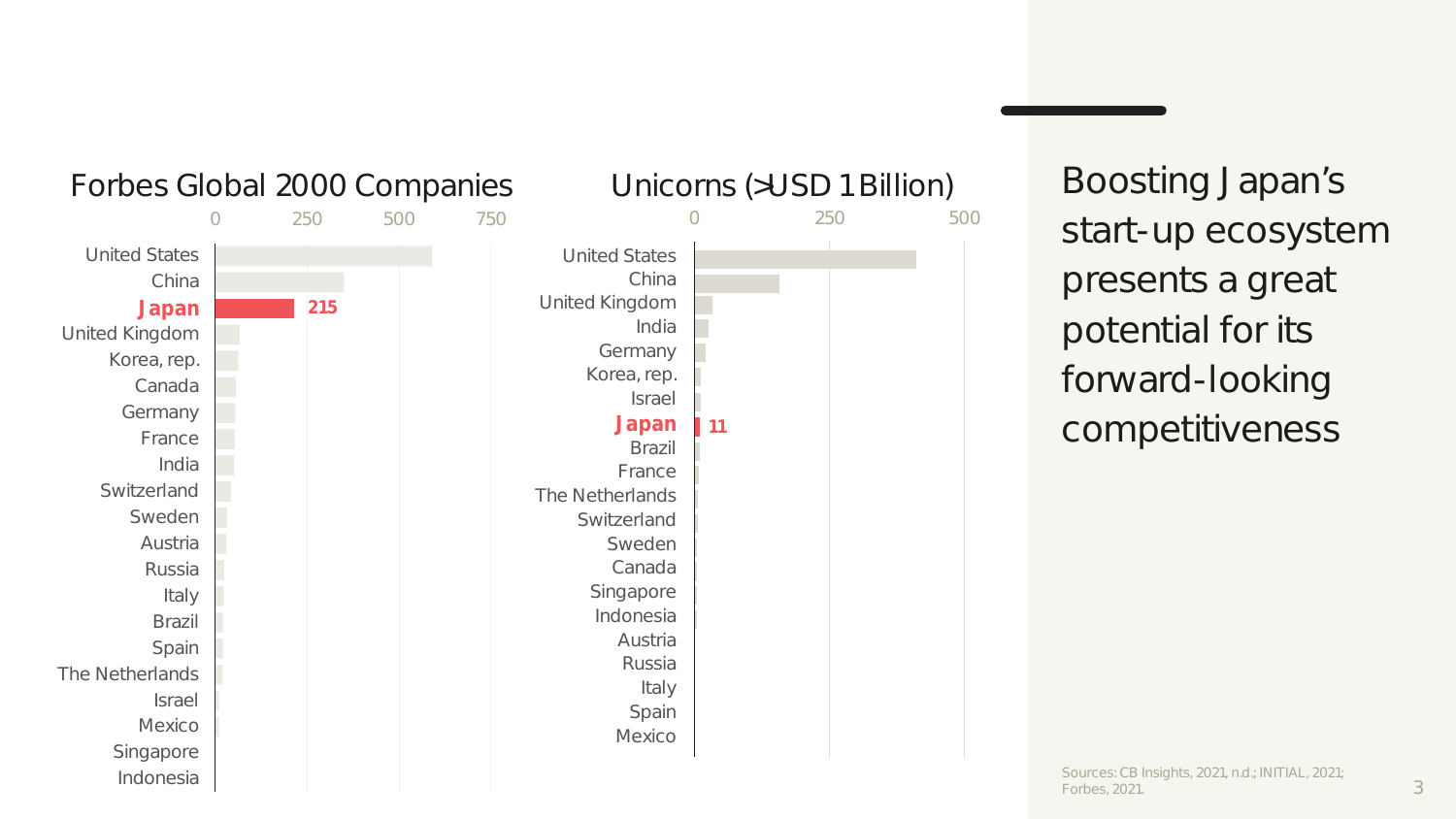# Boosting Japan's start-up ecosystem presents a great potential for its forward-looking competitiveness

**Forbes Global 2000 Companies**

0 250 500 750

United States
China
**Japan 215**
United Kingdom
Korea, rep.
Canada
Germany
France
India
Switzerland
Sweden
Austria
Russia
Italy
Brazil
Spain
The Netherlands
Israel
Mexico
Singapore
Indonesia

**Unicorns (>USD 1 Billion)**

0 250 500

United States
China
United Kingdom
India
Germany
Korea, rep.
Israel
**Japan 11**
Brazil
France
The Netherlands
Switzerland
Sweden
Canada
Singapore
Indonesia
Austria
Russia
Italy
Spain
Mexico

Sources: CB Insights, 2021, n.d.; INITIAL, 2021; Forbes, 2021.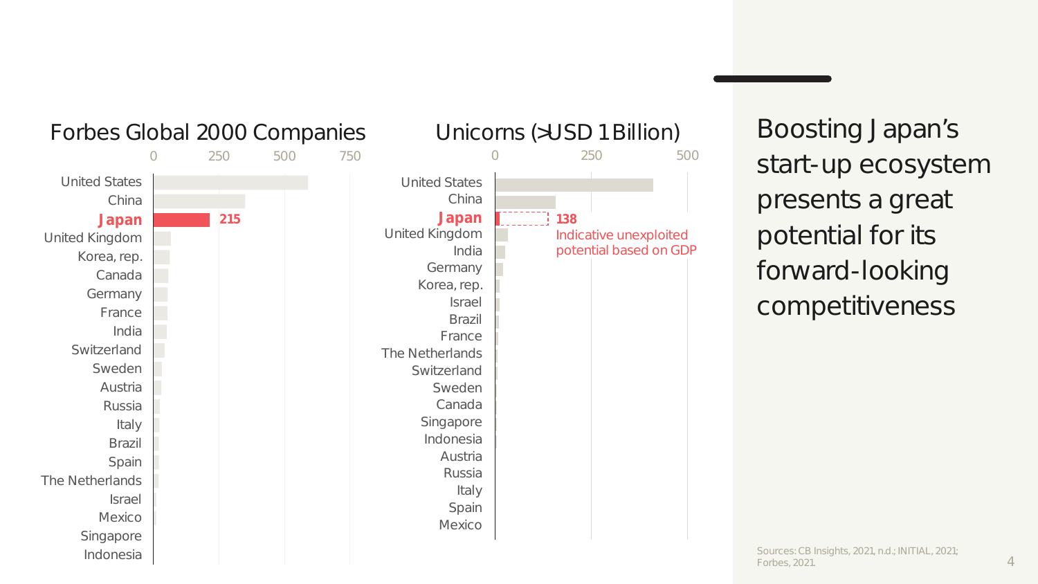## Forbes Global 2000 Companies

0 | 250 | 500 | 750

United States
China
**Japan** — **215**
United Kingdom
Korea, rep.
Canada
Germany
France
India
Switzerland
Sweden
Austria
Russia
Italy
Brazil
Spain
The Netherlands
Israel
Mexico
Singapore
Indonesia

## Unicorns (>USD 1 Billion)

0 | 250 | 500

United States
China
**Japan** — **138** Indicative unexploited potential based on GDP
United Kingdom
India
Germany
Korea, rep.
Israel
Brazil
France
The Netherlands
Switzerland
Sweden
Canada
Singapore
Indonesia
Austria
Russia
Italy
Spain
Mexico

# Boosting Japan's start-up ecosystem presents a great potential for its forward-looking competitiveness

Sources: CB Insights, 2021, n.d.; INITIAL, 2021; Forbes, 2021.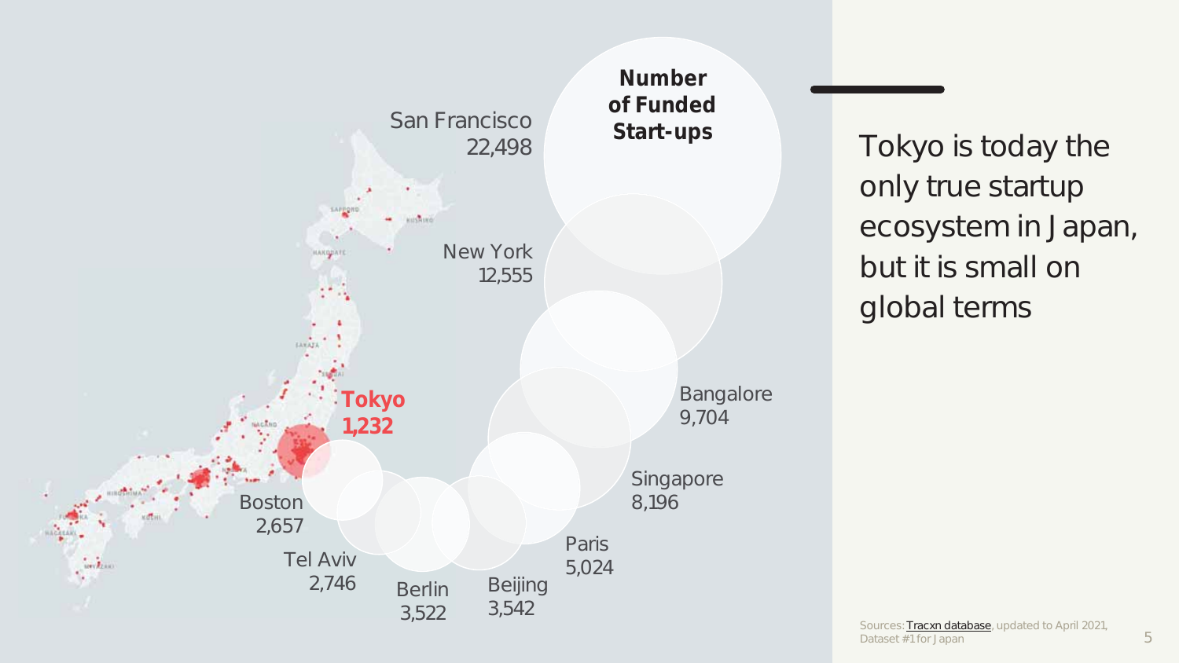Number of Funded Start-ups

| City | Number of Funded Start-ups |
| --- | --- |
| San Francisco | 22,498 |
| New York | 12,555 |
| Bangalore | 9,704 |
| Singapore | 8,196 |
| Paris | 5,024 |
| Beijing | 3,542 |
| Berlin | 3,522 |
| Tel Aviv | 2,746 |
| Boston | 2,657 |
| Tokyo | 1,232 |

Tokyo is today the only true startup ecosystem in Japan, but it is small on global terms

Sources: Tracxn database, updated to April 2021, Dataset #1 for Japan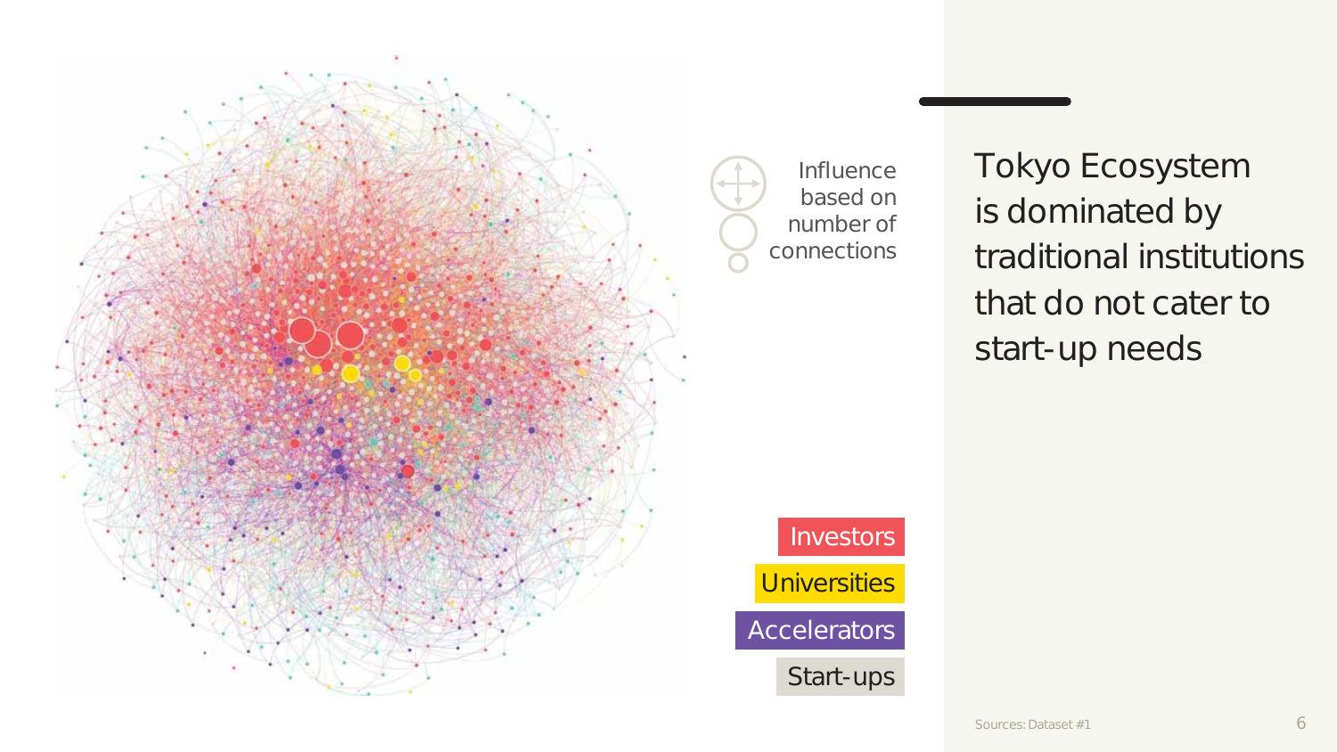# Tokyo Ecosystem is dominated by traditional institutions that do not cater to start-up needs

Influence based on number of connections

Investors

Universities

Accelerators

Start-ups

Sources: Dataset #1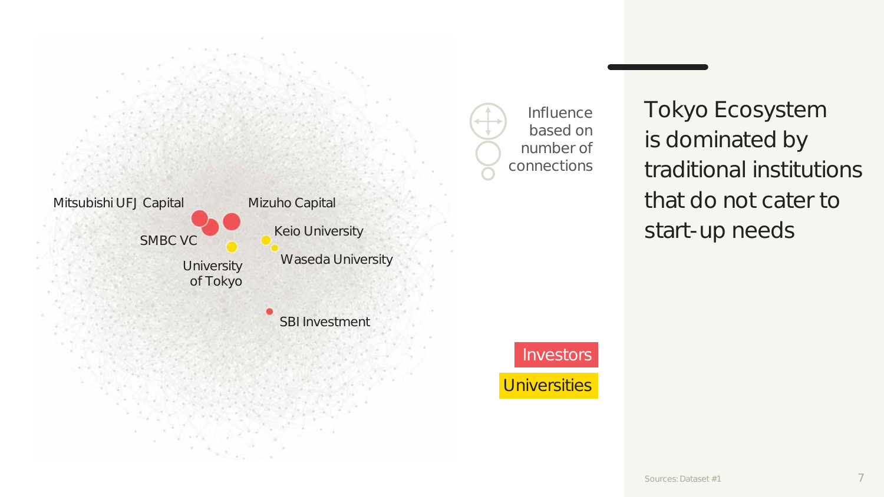# Tokyo Ecosystem is dominated by traditional institutions that do not cater to start-up needs

Mitsubishi UFJ Capital

Mizuho Capital

SMBC VC

Keio University

Waseda University

University of Tokyo

SBI Investment

Influence based on number of connections

Investors

Universities

Sources: Dataset #1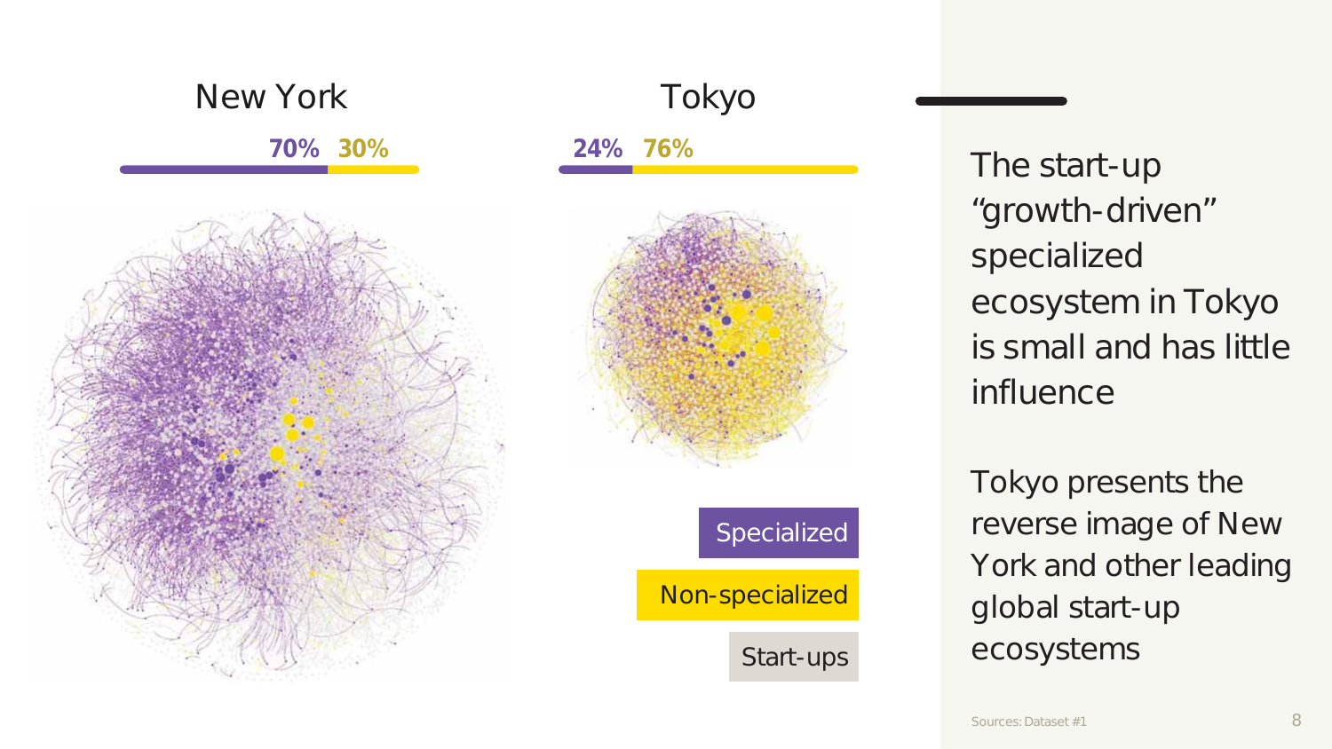New York

70% 30%

Tokyo

24% 76%

Specialized

Non-specialized

Start-ups

The start-up “growth-driven” specialized ecosystem in Tokyo is small and has little influence

Tokyo presents the reverse image of New York and other leading global start-up ecosystems

Sources: Dataset #1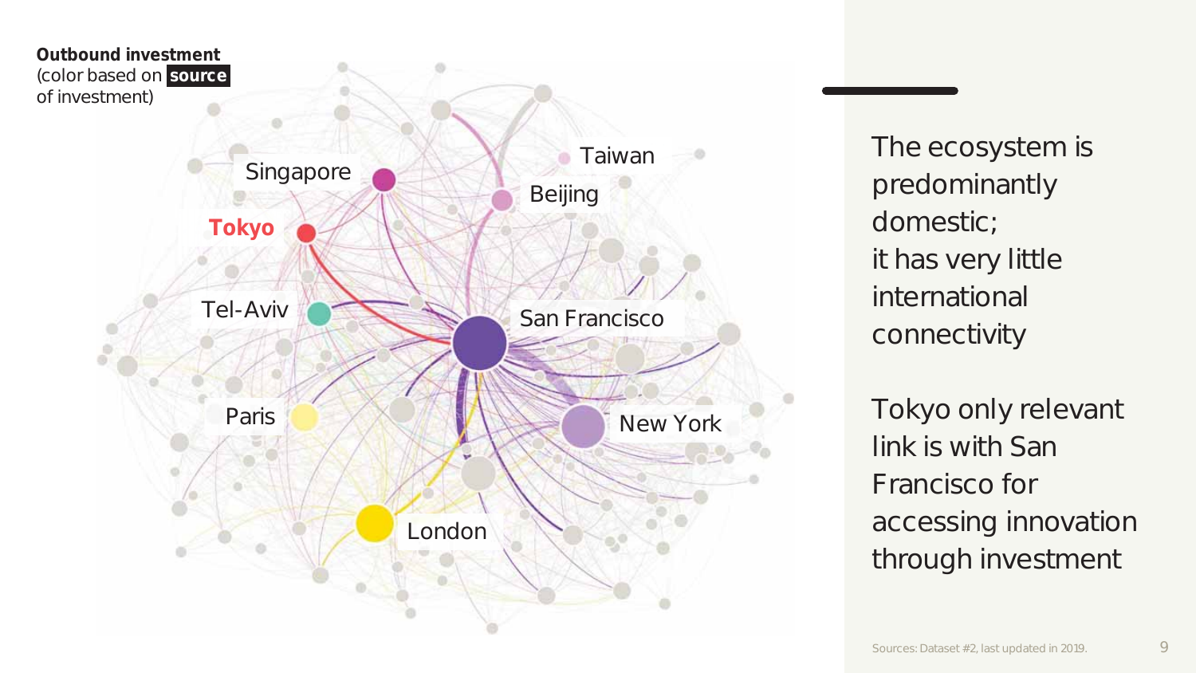**Outbound investment** (color based on **source** of investment)

Singapore

Taiwan

Beijing

Tokyo

Tel-Aviv

San Francisco

Paris

New York

London

The ecosystem is predominantly domestic; it has very little international connectivity

Tokyo only relevant link is with San Francisco for accessing innovation through investment

Sources: Dataset #2, last updated in 2019.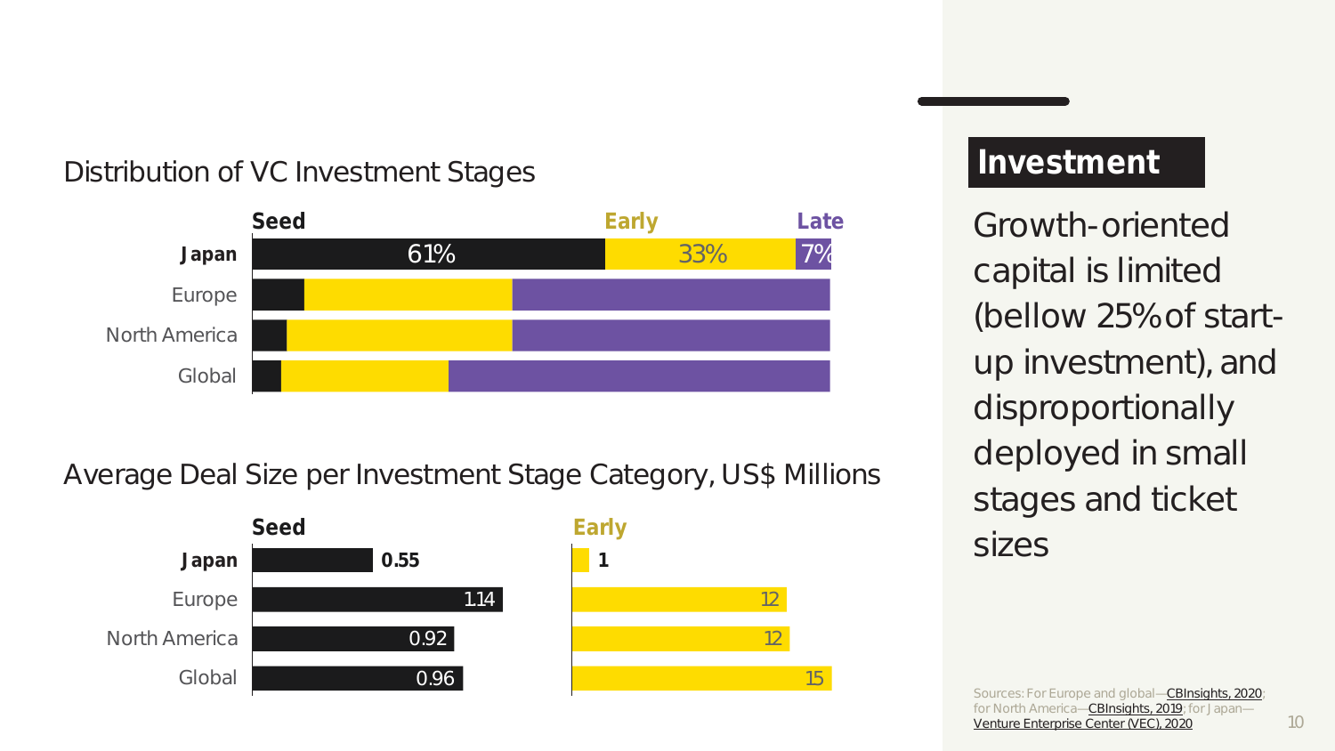## Distribution of VC Investment Stages

| | Seed | Early | Late |
|---|---|---|---|
| **Japan** | 61% | 33% | 7% |
| Europe | | | |
| North America | | | |
| Global | | | |

## Average Deal Size per Investment Stage Category, US$ Millions

| | Seed | Early |
|---|---|---|
| **Japan** | **0.55** | **1** |
| Europe | 1.14 | 12 |
| North America | 0.92 | 12 |
| Global | 0.96 | 15 |

# Investment

Growth-oriented capital is limited (bellow 25% of start-up investment), and disproportionally deployed in small stages and ticket sizes

Sources: For Europe and global—CBInsights, 2020; for North America—CBInsights, 2019; for Japan—Venture Enterprise Center (VEC), 2020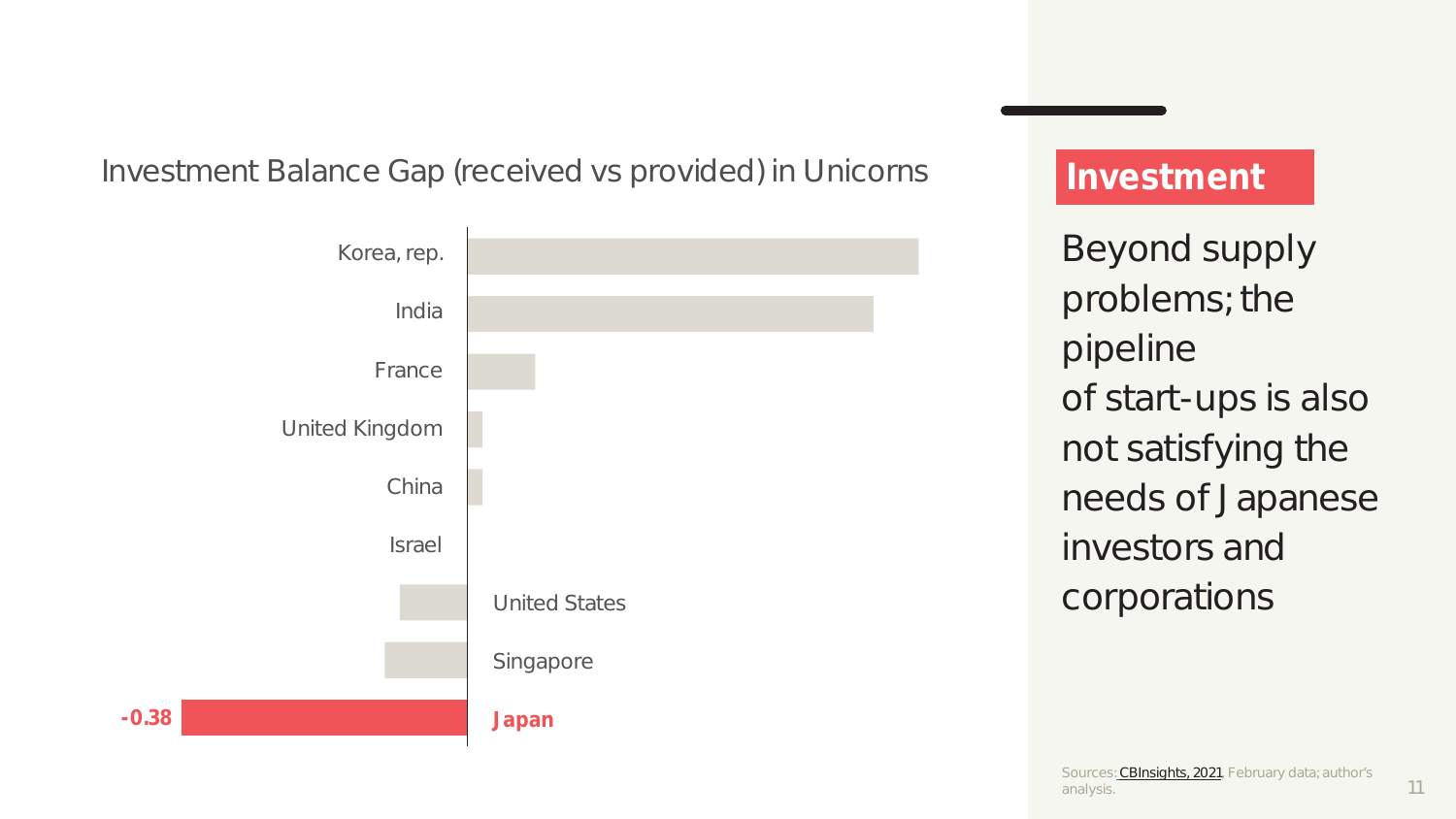Investment Balance Gap (received vs provided) in Unicorns

| Country | Value |
| --- | --- |
| Korea, rep. | |
| India | |
| France | |
| United Kingdom | |
| China | |
| Israel | |
| United States | |
| Singapore | |
| **Japan** | **-0.38** |

## Investment

Beyond supply problems; the pipeline of start-ups is also not satisfying the needs of Japanese investors and corporations

Sources: CBInsights, 2021. February data; author's analysis.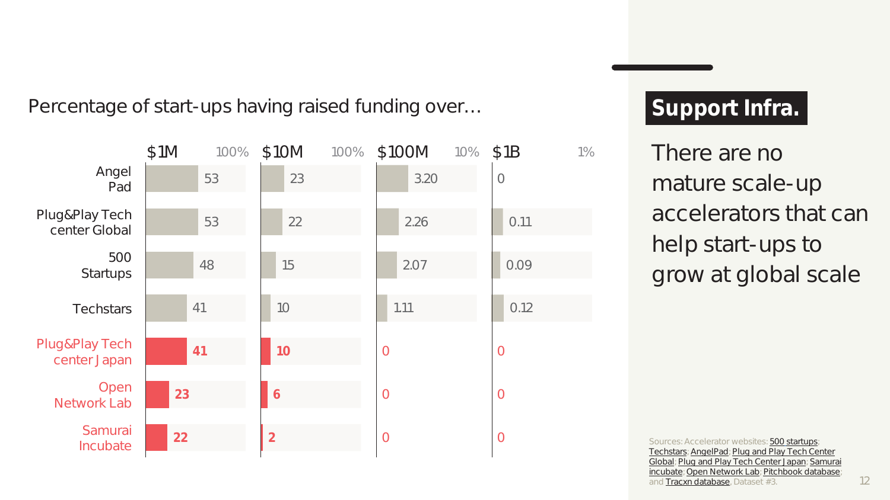Percentage of start-ups having raised funding over…

| | $1M (scale 100%) | $10M (scale 100%) | $100M (scale 10%) | $1B (scale 1%) |
|---|---|---|---|---|
| Angel Pad | 53 | 23 | 3.20 | 0 |
| Plug&Play Tech center Global | 53 | 22 | 2.26 | 0.11 |
| 500 Startups | 48 | 15 | 2.07 | 0.09 |
| Techstars | 41 | 10 | 1.11 | 0.12 |
| Plug&Play Tech center Japan | **41** | **10** | 0 | 0 |
| Open Network Lab | **23** | **6** | 0 | 0 |
| Samurai Incubate | **22** | **2** | 0 | 0 |

## Support Infra.

There are no mature scale-up accelerators that can help start-ups to grow at global scale

Sources: Accelerator websites: 500 startups; Techstars; AngelPad; Plug and Play Tech Center Global; Plug and Play Tech Center Japan; Samurai incubate; Open Network Lab; Pitchbook database; and Tracxn database, Dataset #3.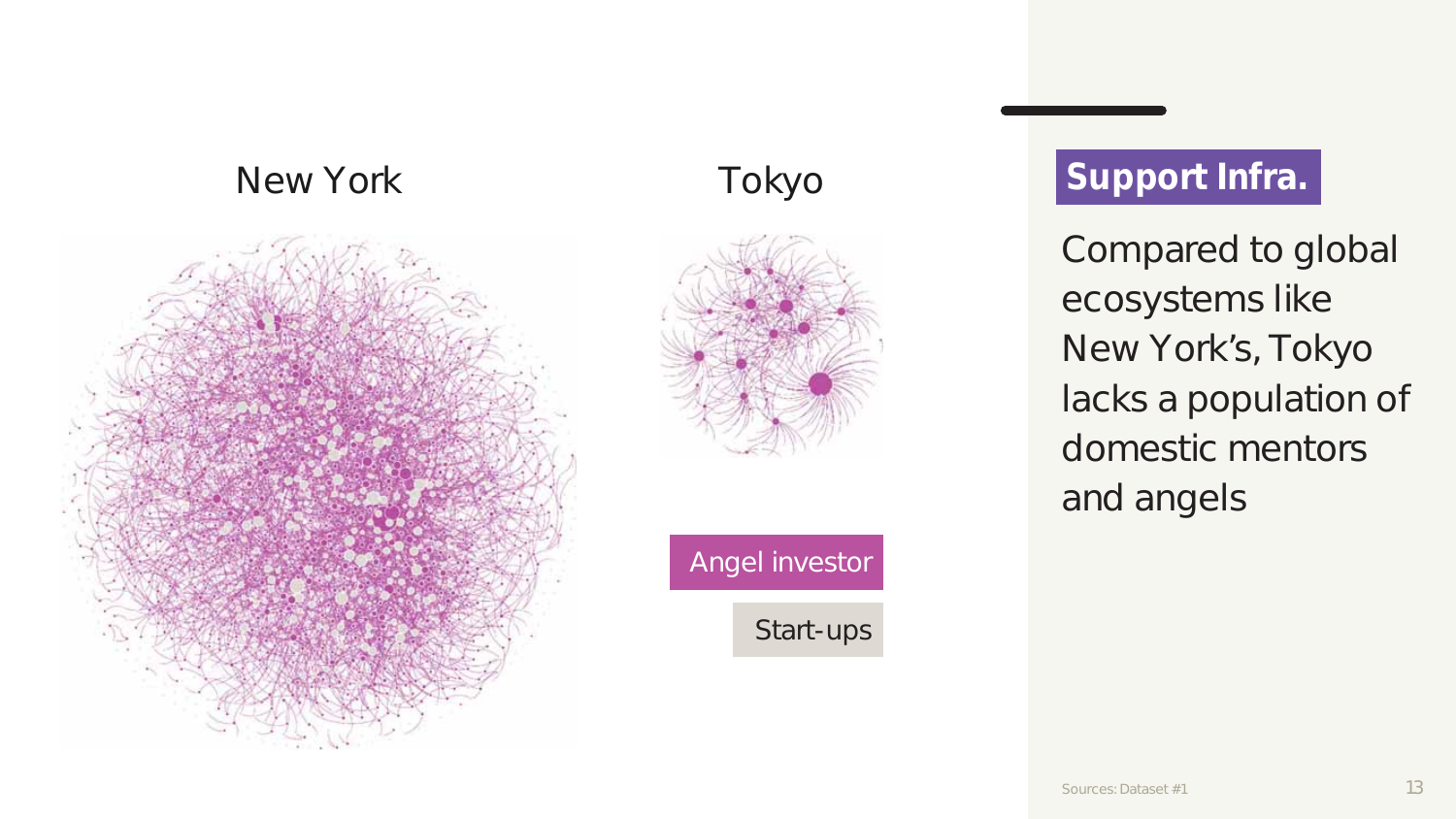New York

Tokyo

Angel investor

Start-ups

## Support Infra.

Compared to global ecosystems like New York's, Tokyo lacks a population of domestic mentors and angels

Sources: Dataset #1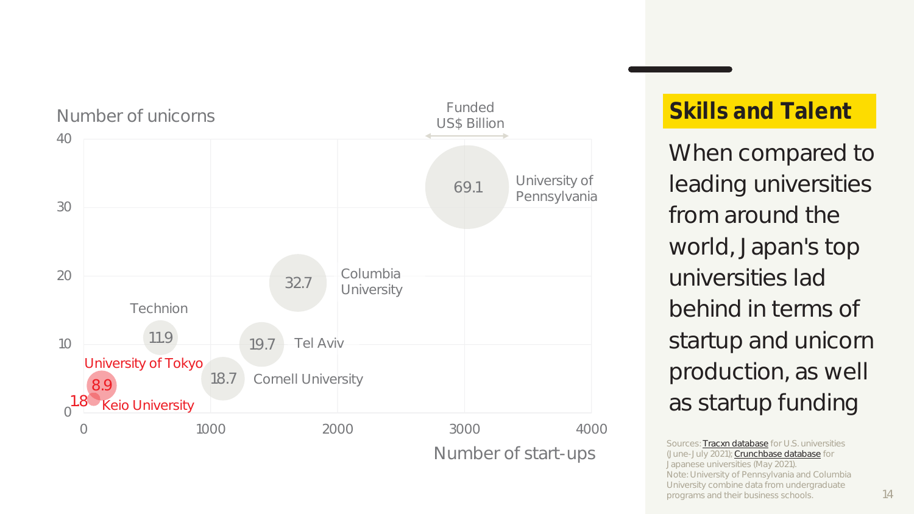## Skills and Talent

When compared to leading universities from around the world, Japan's top universities lad behind in terms of startup and unicorn production, as well as startup funding

Number of unicorns

Funded US$ Billion

| University | Funded (US$ Billion) |
|---|---|
| University of Pennsylvania | 69.1 |
| Columbia University | 32.7 |
| Technion | 11.9 |
| Tel Aviv | 19.7 |
| Cornell University | 18.7 |
| University of Tokyo | 8.9 |
| Keio University | 1.8 |

Number of start-ups

Sources: Tracxn database for U.S. universities (June-July 2021); Crunchbase database for Japanese universities (May 2021).
Note: University of Pennsylvania and Columbia University combine data from undergraduate programs and their business schools.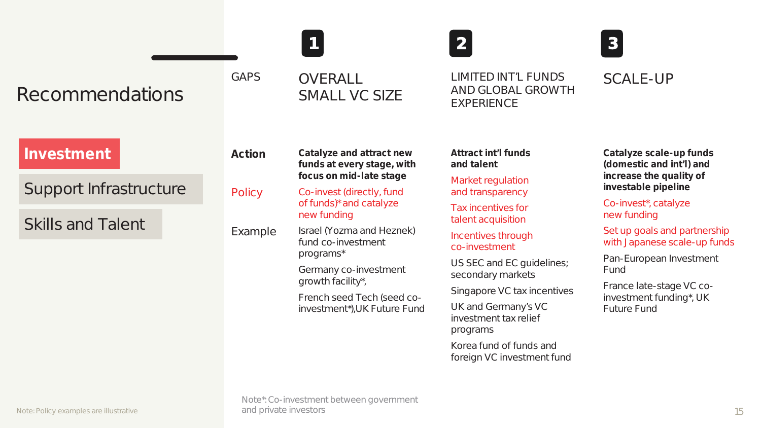# Recommendations

**Investment**

Support Infrastructure

Skills and Talent

| GAPS | 1 OVERALL SMALL VC SIZE | 2 LIMITED INT'L FUNDS AND GLOBAL GROWTH EXPERIENCE | 3 SCALE-UP |
|---|---|---|---|
| **Action** | **Catalyze and attract new funds at every stage, with focus on mid-late stage** | **Attract int'l funds and talent** | **Catalyze scale-up funds (domestic and int'l) and increase the quality of investable pipeline** |
| Policy | Co-invest (directly, fund of funds)* and catalyze new funding | Market regulation and transparency<br><br>Tax incentives for talent acquisition<br><br>Incentives through co-investment | Co-invest*, catalyze new funding<br><br>Set up goals and partnership with Japanese scale-up funds |
| Example | Israel (Yozma and Heznek) fund co-investment programs*<br><br>Germany co-investment growth facility*,<br><br>French seed Tech (seed co-investment*),UK Future Fund | US SEC and EC guidelines; secondary markets<br><br>Singapore VC tax incentives<br><br>UK and Germany's VC investment tax relief programs<br><br>Korea fund of funds and foreign VC investment fund | Pan-European Investment Fund<br><br>France late-stage VC co-investment funding*, UK Future Fund |

Note: Policy examples are illustrative

Note*: Co-investment between government and private investors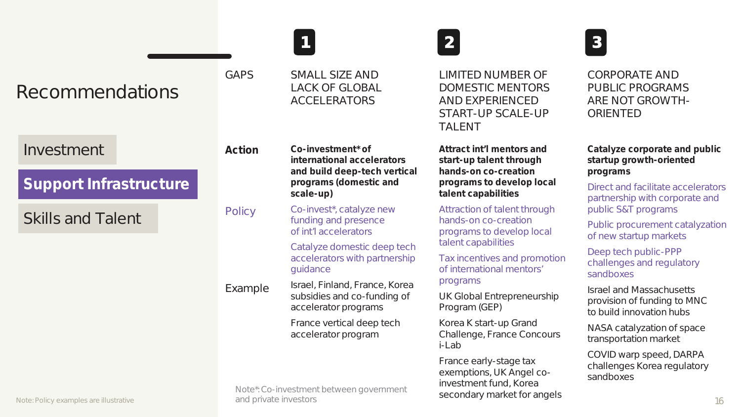# Recommendations

- Investment
- **Support Infrastructure**
- Skills and Talent

| | 1 | 2 | 3 |
|---|---|---|---|
| GAPS | SMALL SIZE AND LACK OF GLOBAL ACCELERATORS | LIMITED NUMBER OF DOMESTIC MENTORS AND EXPERIENCED START-UP SCALE-UP TALENT | CORPORATE AND PUBLIC PROGRAMS ARE NOT GROWTH-ORIENTED |
| **Action** | **Co-investment* of international accelerators and build deep-tech vertical programs (domestic and scale-up)** | **Attract int'l mentors and start-up talent through hands-on co-creation programs to develop local talent capabilities** | **Catalyze corporate and public startup growth-oriented programs** |
| Policy | Co-invest*, catalyze new funding and presence of int'l accelerators<br><br>Catalyze domestic deep tech accelerators with partnership guidance | Attraction of talent through hands-on co-creation programs to develop local talent capabilities<br><br>Tax incentives and promotion of international mentors' programs | Direct and facilitate accelerators partnership with corporate and public S&T programs<br><br>Public procurement catalyzation of new startup markets<br><br>Deep tech public-PPP challenges and regulatory sandboxes |
| Example | Israel, Finland, France, Korea subsidies and co-funding of accelerator programs<br><br>France vertical deep tech accelerator program | UK Global Entrepreneurship Program (GEP)<br><br>Korea K start-up Grand Challenge, France Concours i-Lab<br><br>France early-stage tax exemptions, UK Angel co-investment fund, Korea secondary market for angels | Israel and Massachusetts provision of funding to MNC to build innovation hubs<br><br>NASA catalyzation of space transportation market<br><br>COVID warp speed, DARPA challenges Korea regulatory sandboxes |

Note*: Co-investment between government and private investors

Note: Policy examples are illustrative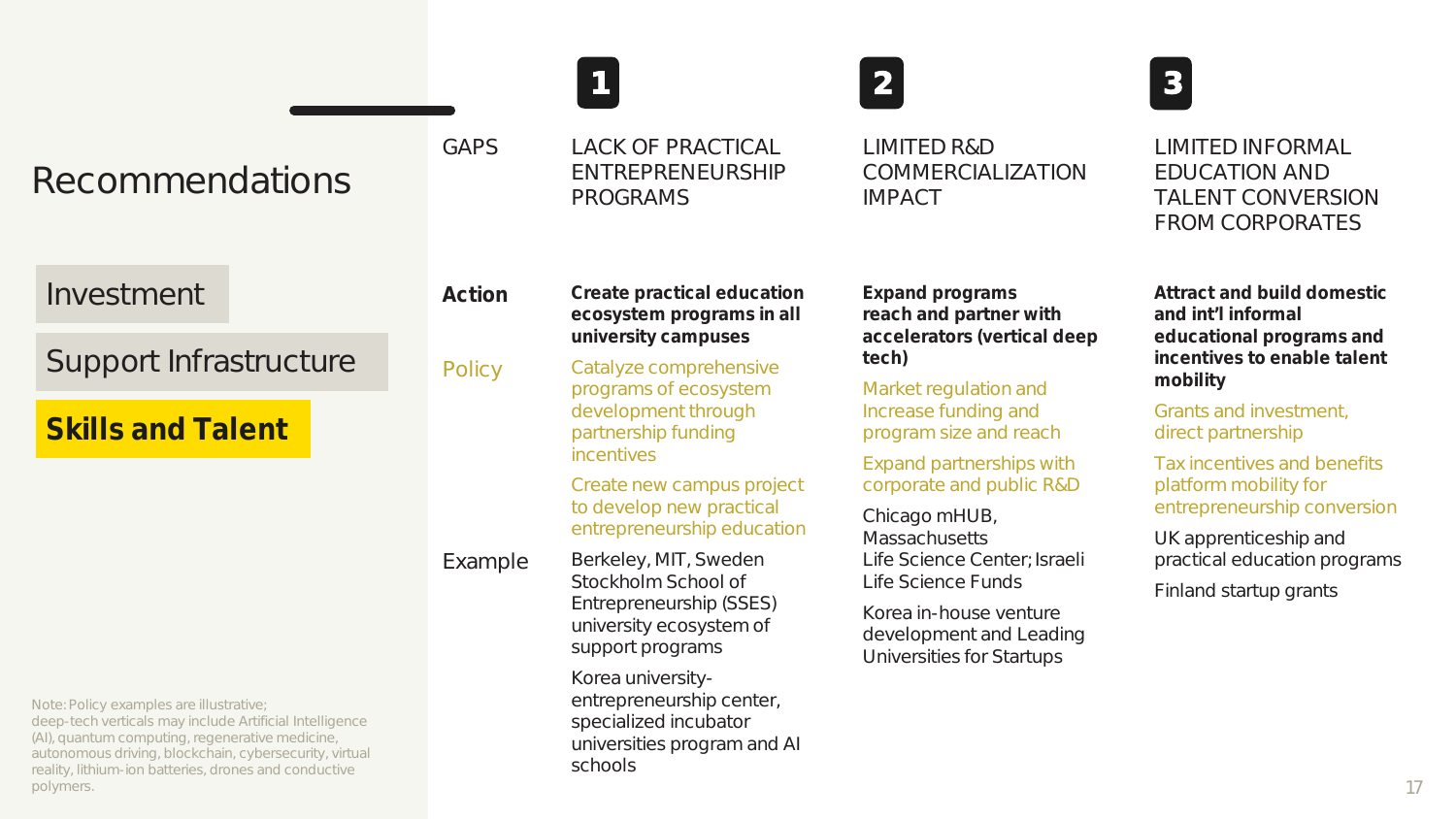# Recommendations

Investment

Support Infrastructure

**Skills and Talent**

| GAPS | 1 LACK OF PRACTICAL ENTREPRENEURSHIP PROGRAMS | 2 LIMITED R&D COMMERCIALIZATION IMPACT | 3 LIMITED INFORMAL EDUCATION AND TALENT CONVERSION FROM CORPORATES |
|---|---|---|---|
| **Action** | **Create practical education ecosystem programs in all university campuses** | **Expand programs reach and partner with accelerators (vertical deep tech)** | **Attract and build domestic and int'l informal educational programs and incentives to enable talent mobility** |
| Policy | Catalyze comprehensive programs of ecosystem development through partnership funding incentives<br><br>Create new campus project to develop new practical entrepreneurship education | Market regulation and Increase funding and program size and reach<br><br>Expand partnerships with corporate and public R&D | Grants and investment, direct partnership<br><br>Tax incentives and benefits platform mobility for entrepreneurship conversion |
| Example | Berkeley, MIT, Sweden Stockholm School of Entrepreneurship (SSES) university ecosystem of support programs<br><br>Korea university-entrepreneurship center, specialized incubator universities program and AI schools | Chicago mHUB, Massachusetts Life Science Center; Israeli Life Science Funds<br><br>Korea in-house venture development and Leading Universities for Startups | UK apprenticeship and practical education programs<br><br>Finland startup grants |

Note: Policy examples are illustrative; deep-tech verticals may include Artificial Intelligence (AI), quantum computing, regenerative medicine, autonomous driving, blockchain, cybersecurity, virtual reality, lithium-ion batteries, drones and conductive polymers.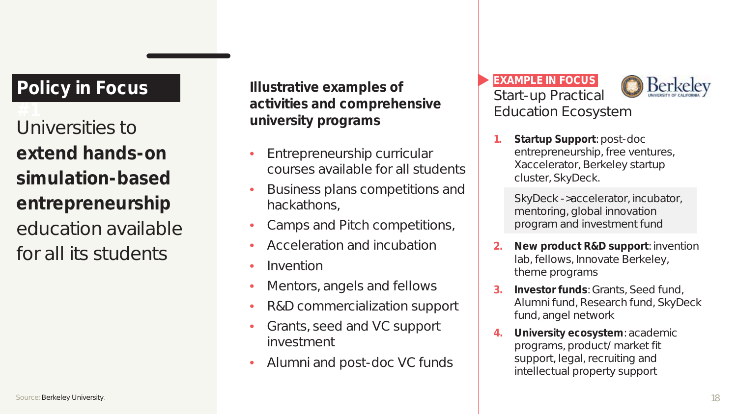## Policy in Focus

#1

Universities to **extend hands-on simulation-based entrepreneurship** education available for all its students

**Illustrative examples of activities and comprehensive university programs**

- Entrepreneurship curricular courses available for all students
- Business plans competitions and hackathons,
- Camps and Pitch competitions,
- Acceleration and incubation
- Invention
- Mentors, angels and fellows
- R&D commercialization support
- Grants, seed and VC support investment
- Alumni and post-doc VC funds

**EXAMPLE IN FOCUS**

Start-up Practical Education Ecosystem

1. **Startup Support**: post-doc entrepreneurship, free ventures, Xaccelerator, Berkeley startup cluster, SkyDeck.

   SkyDeck -> accelerator, incubator, mentoring, global innovation program and investment fund

2. **New product R&D support**: invention lab, fellows, Innovate Berkeley, theme programs
3. **Investor funds**: Grants, Seed fund, Alumni fund, Research fund, SkyDeck fund, angel network
4. **University ecosystem**: academic programs, product/ market fit support, legal, recruiting and intellectual property support

Source: Berkeley University.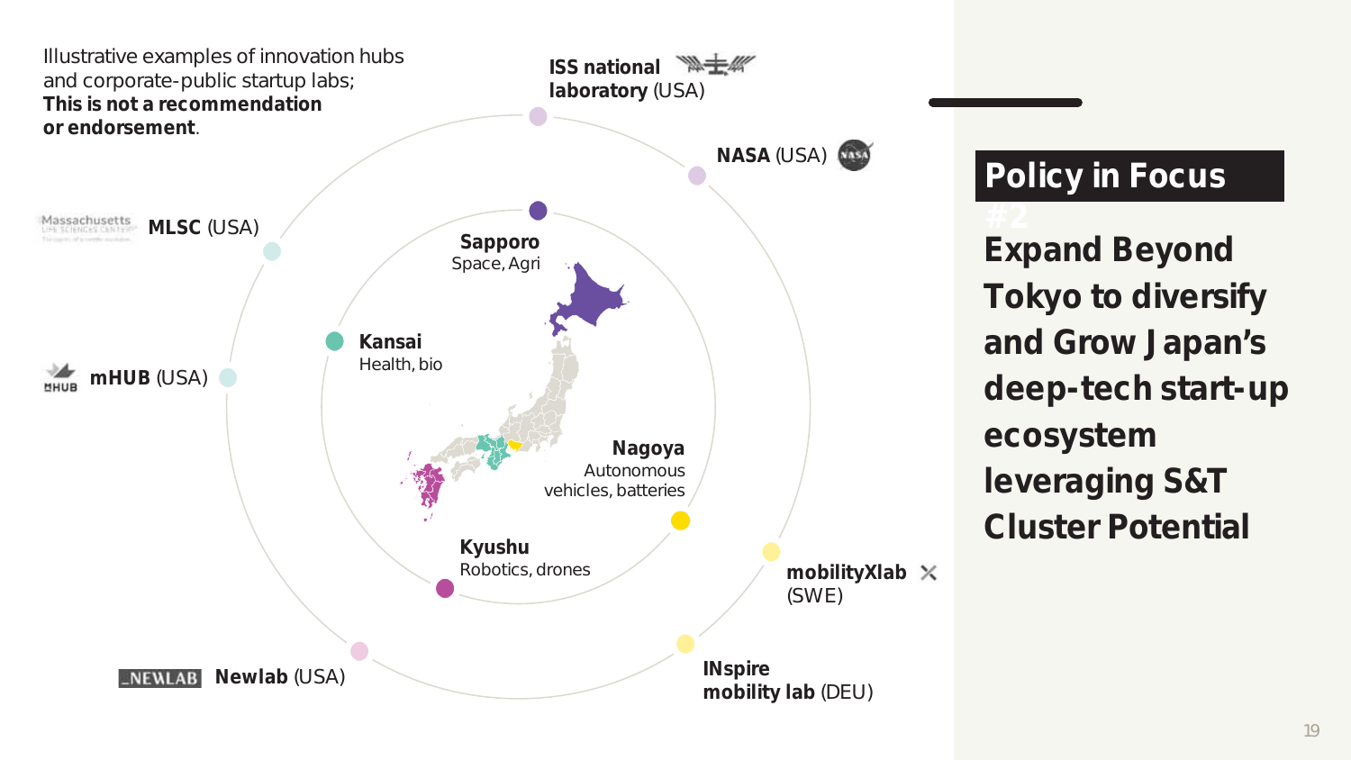## Policy in Focus

#2

# Expand Beyond Tokyo to diversify and Grow Japan’s deep-tech start-up ecosystem leveraging S&T Cluster Potential

Illustrative examples of innovation hubs and corporate-public startup labs; **This is not a recommendation or endorsement**.

**Sapporo**
Space, Agri

**Kansai**
Health, bio

**Nagoya**
Autonomous vehicles, batteries

**Kyushu**
Robotics, drones

**ISS national laboratory** (USA)

**NASA** (USA)

**MLSC** (USA)

**mHUB** (USA)

**Newlab** (USA)

**mobilityXlab** (SWE)

**INspire mobility lab** (DEU)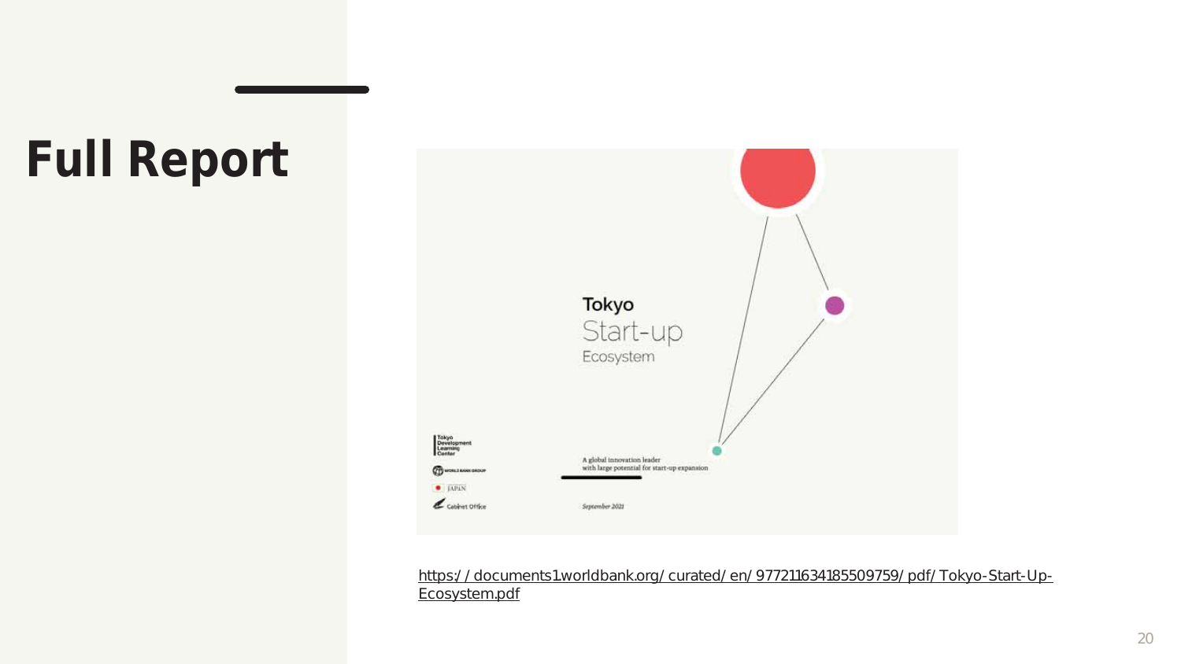# Full Report

Tokyo
Start-up
Ecosystem

A global innovation leader
with large potential for start-up expansion

September 2021

Tokyo Development Learning Center

WORLD BANK GROUP

JAPAN

Cabinet Office

https://documents1.worldbank.org/curated/en/977211634185509759/pdf/Tokyo-Start-Up-Ecosystem.pdf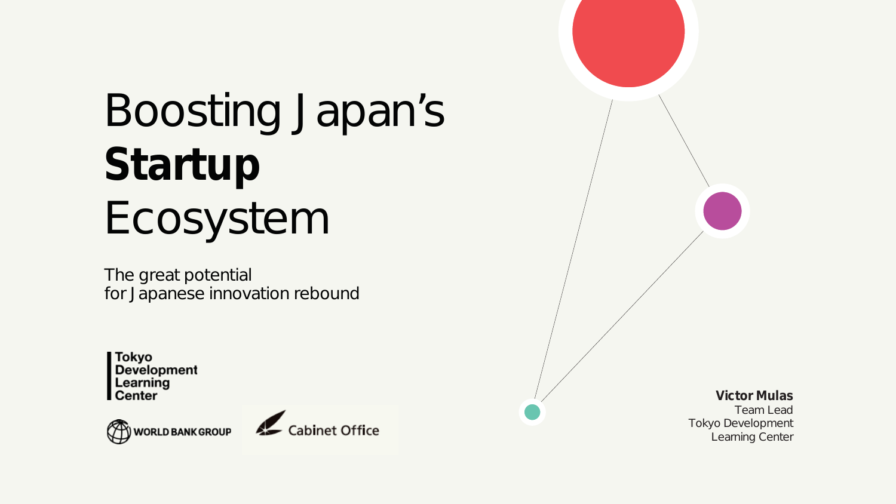# Boosting Japan's **Startup** Ecosystem

The great potential
for Japanese innovation rebound

Tokyo Development Learning Center

WORLD BANK GROUP

Cabinet Office

**Victor Mulas**
Team Lead
Tokyo Development
Learning Center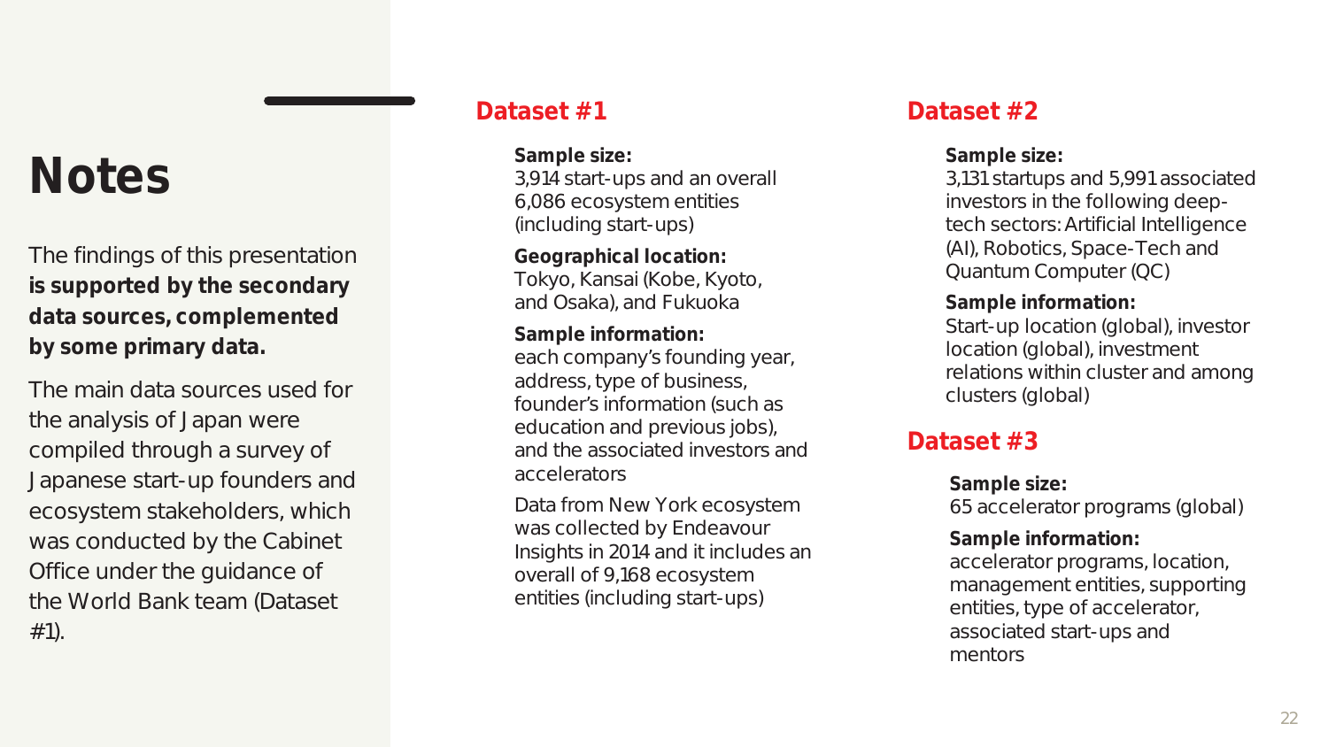# Notes

The findings of this presentation **is supported by the secondary data sources, complemented by some primary data.**

The main data sources used for the analysis of Japan were compiled through a survey of Japanese start-up founders and ecosystem stakeholders, which was conducted by the Cabinet Office under the guidance of the World Bank team (Dataset #1).

## Dataset #1

**Sample size:**
3,914 start-ups and an overall 6,086 ecosystem entities (including start-ups)

**Geographical location:**
Tokyo, Kansai (Kobe, Kyoto, and Osaka), and Fukuoka

**Sample information:**
each company's founding year, address, type of business, founder's information (such as education and previous jobs), and the associated investors and accelerators

Data from New York ecosystem was collected by Endeavour Insights in 2014 and it includes an overall of 9,168 ecosystem entities (including start-ups)

## Dataset #2

**Sample size:**
3,131 startups and 5,991 associated investors in the following deep-tech sectors: Artificial Intelligence (AI), Robotics, Space-Tech and Quantum Computer (QC)

**Sample information:**
Start-up location (global), investor location (global), investment relations within cluster and among clusters (global)

## Dataset #3

**Sample size:**
65 accelerator programs (global)

**Sample information:**
accelerator programs, location, management entities, supporting entities, type of accelerator, associated start-ups and mentors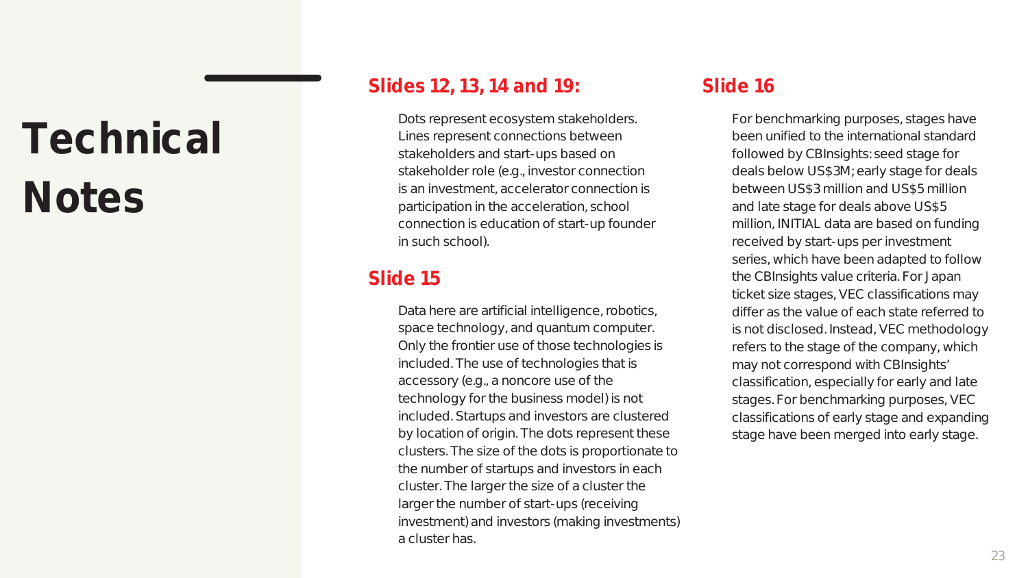# Technical Notes

## Slides 12, 13, 14 and 19:

Dots represent ecosystem stakeholders. Lines represent connections between stakeholders and start-ups based on stakeholder role (e.g., investor connection is an investment, accelerator connection is participation in the acceleration, school connection is education of start-up founder in such school).

## Slide 15

Data here are artificial intelligence, robotics, space technology, and quantum computer. Only the frontier use of those technologies is included. The use of technologies that is accessory (e.g., a noncore use of the technology for the business model) is not included. Startups and investors are clustered by location of origin. The dots represent these clusters. The size of the dots is proportionate to the number of startups and investors in each cluster. The larger the size of a cluster the larger the number of start-ups (receiving investment) and investors (making investments) a cluster has.

## Slide 16

For benchmarking purposes, stages have been unified to the international standard followed by CBInsights: seed stage for deals below US$3M; early stage for deals between US$3 million and US$5 million and late stage for deals above US$5 million, INITIAL data are based on funding received by start-ups per investment series, which have been adapted to follow the CBInsights value criteria. For Japan ticket size stages, VEC classifications may differ as the value of each state referred to is not disclosed. Instead, VEC methodology refers to the stage of the company, which may not correspond with CBInsights' classification, especially for early and late stages. For benchmarking purposes, VEC classifications of early stage and expanding stage have been merged into early stage.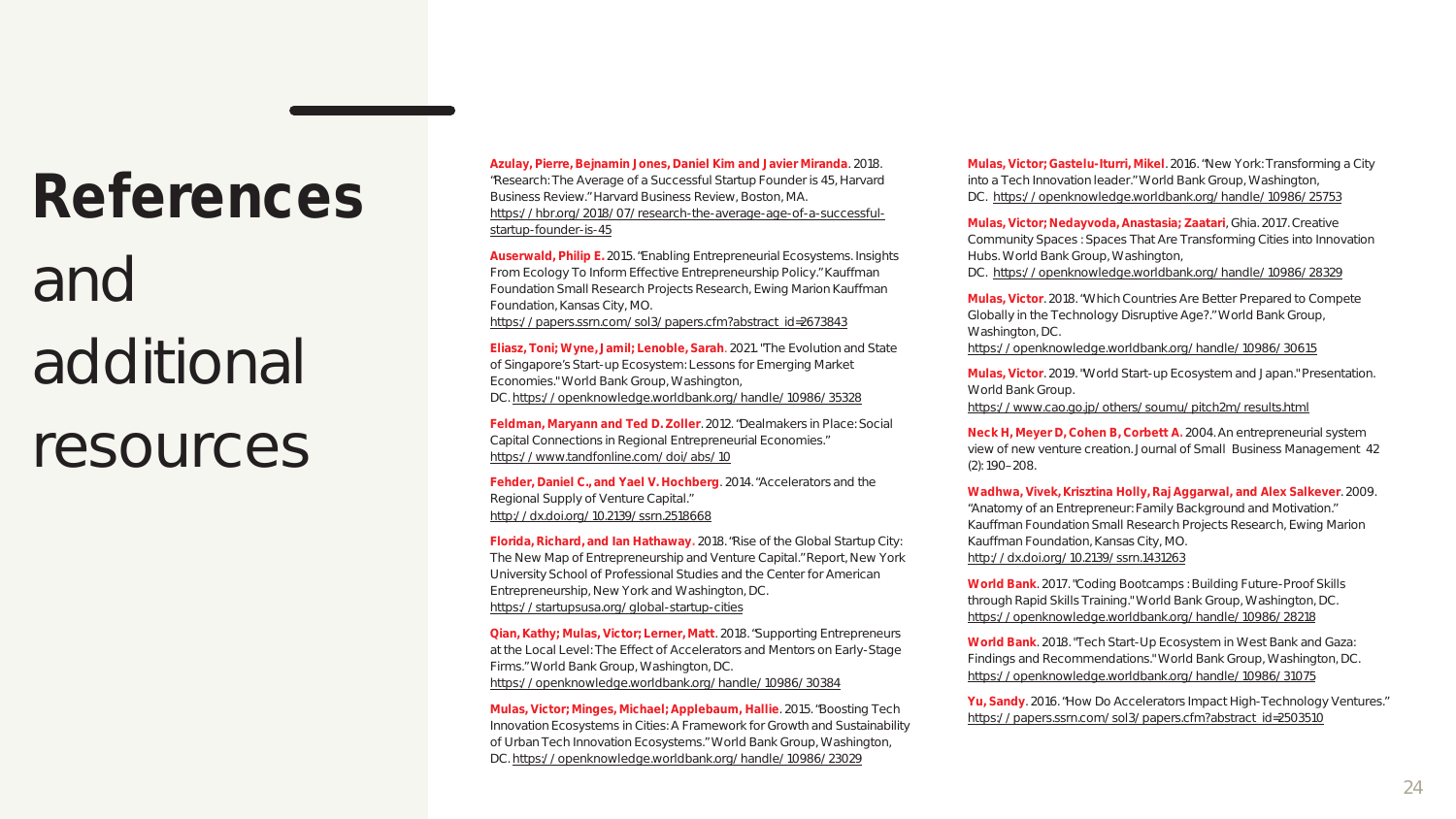# **References** and additional resources

**Azulay, Pierre, Bejnamin Jones, Daniel Kim and Javier Miranda**. 2018. "Research: The Average of a Successful Startup Founder is 45, Harvard Business Review." Harvard Business Review, Boston, MA. https://hbr.org/2018/07/research-the-average-age-of-a-successful-startup-founder-is-45

**Auserwald, Philip E.** 2015. "Enabling Entrepreneurial Ecosystems. Insights From Ecology To Inform Effective Entrepreneurship Policy." Kauffman Foundation Small Research Projects Research, Ewing Marion Kauffman Foundation, Kansas City, MO. https://papers.ssrn.com/sol3/papers.cfm?abstract_id=2673843

**Eliasz, Toni; Wyne, Jamil; Lenoble, Sarah**. 2021. "The Evolution and State of Singapore's Start-up Ecosystem: Lessons for Emerging Market Economies." World Bank Group, Washington, DC. https://openknowledge.worldbank.org/handle/10986/35328

**Feldman, Maryann and Ted D. Zoller**. 2012. "Dealmakers in Place: Social Capital Connections in Regional Entrepreneurial Economies." https://www.tandfonline.com/doi/abs/10

**Fehder, Daniel C., and Yael V. Hochberg**. 2014. "Accelerators and the Regional Supply of Venture Capital." http://dx.doi.org/10.2139/ssrn.2518668

**Florida, Richard, and Ian Hathaway**. 2018. "Rise of the Global Startup City: The New Map of Entrepreneurship and Venture Capital." Report, New York University School of Professional Studies and the Center for American Entrepreneurship, New York and Washington, DC. https://startupsusa.org/global-startup-cities

**Qian, Kathy; Mulas, Victor; Lerner, Matt**. 2018. "Supporting Entrepreneurs at the Local Level: The Effect of Accelerators and Mentors on Early-Stage Firms." World Bank Group, Washington, DC. https://openknowledge.worldbank.org/handle/10986/30384

**Mulas, Victor; Minges, Michael; Applebaum, Hallie**. 2015. "Boosting Tech Innovation Ecosystems in Cities: A Framework for Growth and Sustainability of Urban Tech Innovation Ecosystems." World Bank Group, Washington, DC. https://openknowledge.worldbank.org/handle/10986/23029

**Mulas, Victor; Gastelu-Iturri, Mikel**. 2016. "New York: Transforming a City into a Tech Innovation leader." World Bank Group, Washington, DC. https://openknowledge.worldbank.org/handle/10986/25753

**Mulas, Victor; Nedayvoda, Anastasia; Zaatari**, Ghia. 2017. Creative Community Spaces : Spaces That Are Transforming Cities into Innovation Hubs. World Bank Group, Washington, DC. https://openknowledge.worldbank.org/handle/10986/28329

**Mulas, Victor**. 2018. "Which Countries Are Better Prepared to Compete Globally in the Technology Disruptive Age?." World Bank Group, Washington, DC. https://openknowledge.worldbank.org/handle/10986/30615

**Mulas, Victor**. 2019. "World Start-up Ecosystem and Japan." Presentation. World Bank Group. https://www.cao.go.jp/others/soumu/pitch2m/results.html

**Neck H, Meyer D, Cohen B, Corbett A**. 2004. An entrepreneurial system view of new venture creation. Journal of Small Business Management 42 (2): 190–208.

**Wadhwa, Vivek, Krisztina Holly, Raj Aggarwal, and Alex Salkever**. 2009. "Anatomy of an Entrepreneur: Family Background and Motivation." Kauffman Foundation Small Research Projects Research, Ewing Marion Kauffman Foundation, Kansas City, MO. http://dx.doi.org/10.2139/ssrn.1431263

**World Bank**. 2017. "Coding Bootcamps : Building Future-Proof Skills through Rapid Skills Training." World Bank Group, Washington, DC. https://openknowledge.worldbank.org/handle/10986/28218

**World Bank**. 2018. "Tech Start-Up Ecosystem in West Bank and Gaza: Findings and Recommendations." World Bank Group, Washington, DC. https://openknowledge.worldbank.org/handle/10986/31075

**Yu, Sandy**. 2016. "How Do Accelerators Impact High-Technology Ventures." https://papers.ssrn.com/sol3/papers.cfm?abstract_id=2503510